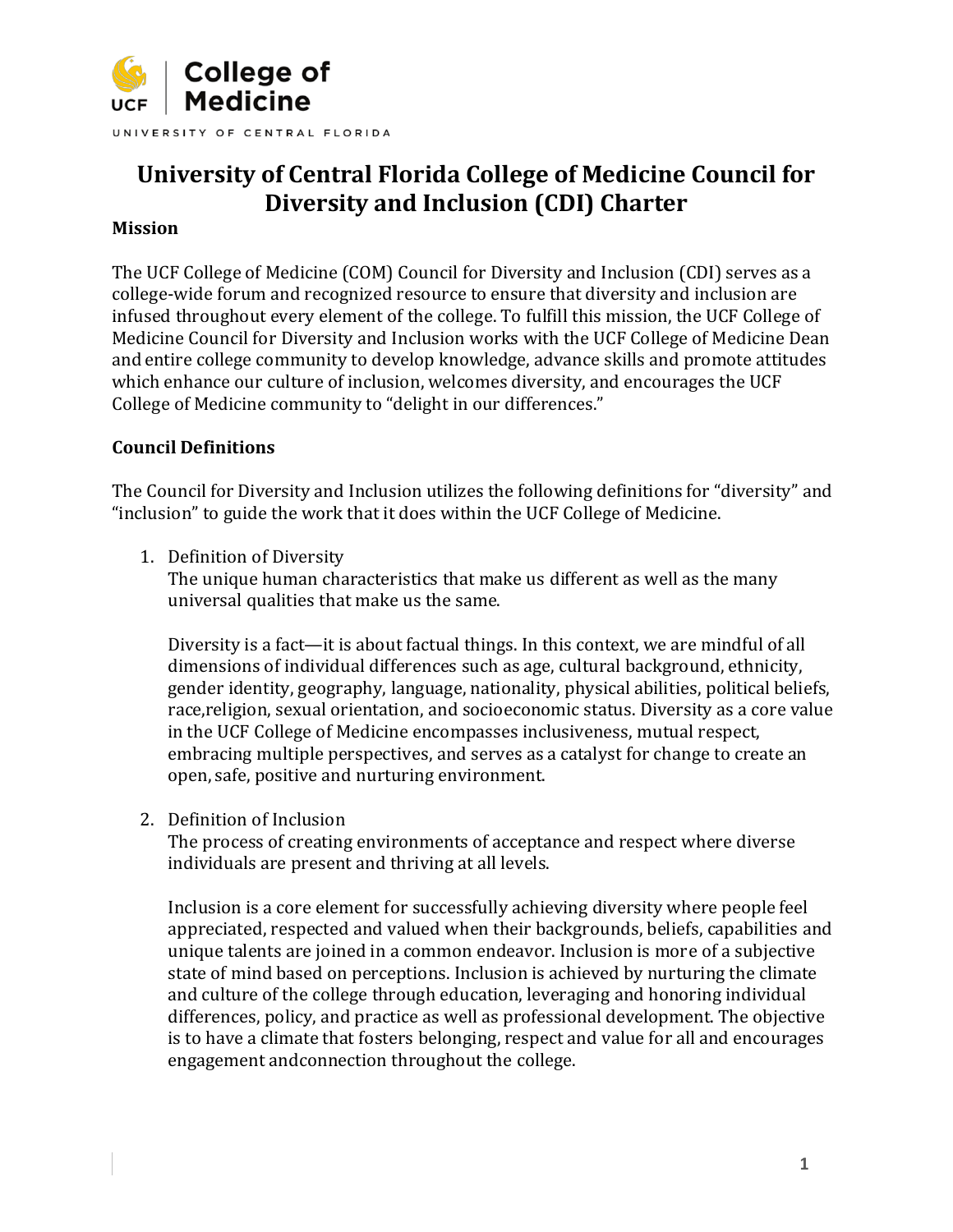# University of Central Florida College of Medicine Council for Diversity and Inclusion (CDI) Charter

**Mission**

The UCF College of Medicine (COM) Council for Diversity and Inclusion (CDI) serves as a college-wide forum and recognized resource to ensure that diversity and inclusion are infused throughout every element of the college. To fulfill this mission, the UCF College of Medicine Council for Diversity and Inclusion works with the UCF College of Medicine Dean and entire college community to develop knowledge, advance skills and promote attitudes which enhance our culture of inclusion, welcomes diversity, and encourages the UCF College of Medicine community to "delight in our differences."

**Council Definitions**

The Council for Diversity and Inclusion utilizes the following definitions for "diversity" and "inclusion" to guide the work that it does within the UCF College of Medicine.

1. Definition of Diversity
   The unique human characteristics that make us different as well as the many universal qualities that make us the same.

   Diversity is a fact—it is about factual things. In this context, we are mindful of all dimensions of individual differences such as age, cultural background, ethnicity, gender identity, geography, language, nationality, physical abilities, political beliefs, race,religion, sexual orientation, and socioeconomic status. Diversity as a core value in the UCF College of Medicine encompasses inclusiveness, mutual respect, embracing multiple perspectives, and serves as a catalyst for change to create an open, safe, positive and nurturing environment.

2. Definition of Inclusion
   The process of creating environments of acceptance and respect where diverse individuals are present and thriving at all levels.

   Inclusion is a core element for successfully achieving diversity where people feel appreciated, respected and valued when their backgrounds, beliefs, capabilities and unique talents are joined in a common endeavor. Inclusion is more of a subjective state of mind based on perceptions. Inclusion is achieved by nurturing the climate and culture of the college through education, leveraging and honoring individual differences, policy, and practice as well as professional development. The objective is to have a climate that fosters belonging, respect and value for all and encourages engagement andconnection throughout the college.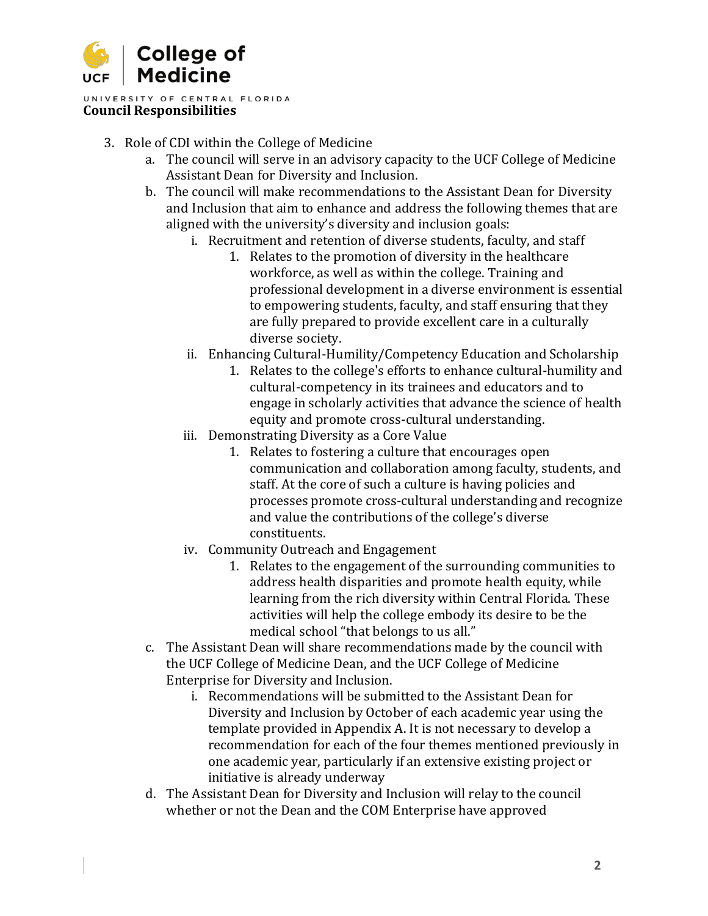**Council Responsibilities**

3. Role of CDI within the College of Medicine
    a. The council will serve in an advisory capacity to the UCF College of Medicine Assistant Dean for Diversity and Inclusion.
    b. The council will make recommendations to the Assistant Dean for Diversity and Inclusion that aim to enhance and address the following themes that are aligned with the university's diversity and inclusion goals:
        i. Recruitment and retention of diverse students, faculty, and staff
            1. Relates to the promotion of diversity in the healthcare workforce, as well as within the college. Training and professional development in a diverse environment is essential to empowering students, faculty, and staff ensuring that they are fully prepared to provide excellent care in a culturally diverse society.
        ii. Enhancing Cultural-Humility/Competency Education and Scholarship
            1. Relates to the college's efforts to enhance cultural-humility and cultural-competency in its trainees and educators and to engage in scholarly activities that advance the science of health equity and promote cross-cultural understanding.
        iii. Demonstrating Diversity as a Core Value
            1. Relates to fostering a culture that encourages open communication and collaboration among faculty, students, and staff. At the core of such a culture is having policies and processes promote cross-cultural understanding and recognize and value the contributions of the college's diverse constituents.
        iv. Community Outreach and Engagement
            1. Relates to the engagement of the surrounding communities to address health disparities and promote health equity, while learning from the rich diversity within Central Florida. These activities will help the college embody its desire to be the medical school "that belongs to us all."
    c. The Assistant Dean will share recommendations made by the council with the UCF College of Medicine Dean, and the UCF College of Medicine Enterprise for Diversity and Inclusion.
        i. Recommendations will be submitted to the Assistant Dean for Diversity and Inclusion by October of each academic year using the template provided in Appendix A. It is not necessary to develop a recommendation for each of the four themes mentioned previously in one academic year, particularly if an extensive existing project or initiative is already underway
    d. The Assistant Dean for Diversity and Inclusion will relay to the council whether or not the Dean and the COM Enterprise have approved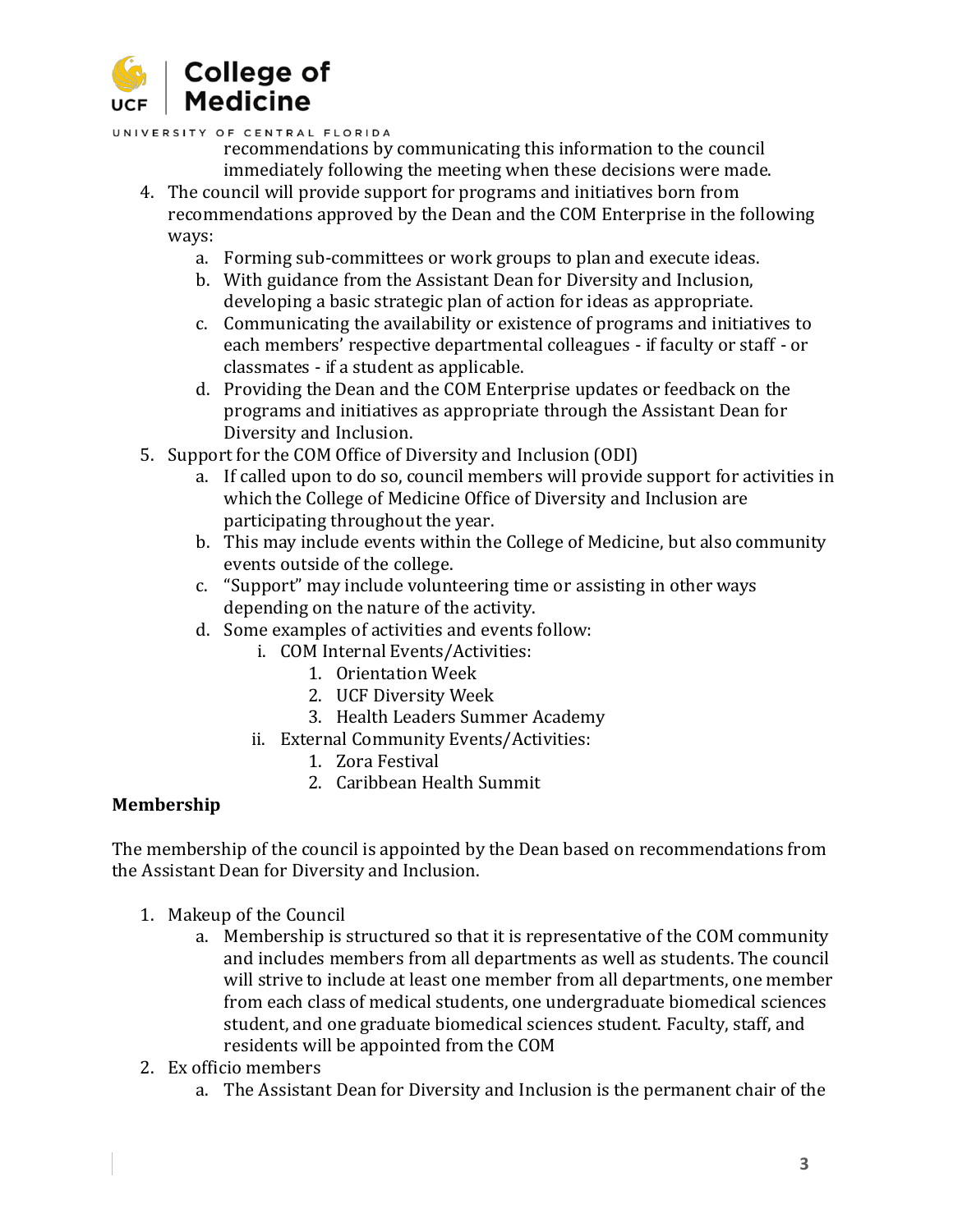recommendations by communicating this information to the council immediately following the meeting when these decisions were made.

4. The council will provide support for programs and initiatives born from recommendations approved by the Dean and the COM Enterprise in the following ways:
    a. Forming sub-committees or work groups to plan and execute ideas.
    b. With guidance from the Assistant Dean for Diversity and Inclusion, developing a basic strategic plan of action for ideas as appropriate.
    c. Communicating the availability or existence of programs and initiatives to each members' respective departmental colleagues - if faculty or staff - or classmates - if a student as applicable.
    d. Providing the Dean and the COM Enterprise updates or feedback on the programs and initiatives as appropriate through the Assistant Dean for Diversity and Inclusion.
5. Support for the COM Office of Diversity and Inclusion (ODI)
    a. If called upon to do so, council members will provide support for activities in which the College of Medicine Office of Diversity and Inclusion are participating throughout the year.
    b. This may include events within the College of Medicine, but also community events outside of the college.
    c. "Support" may include volunteering time or assisting in other ways depending on the nature of the activity.
    d. Some examples of activities and events follow:
        i. COM Internal Events/Activities:
            1. Orientation Week
            2. UCF Diversity Week
            3. Health Leaders Summer Academy
        ii. External Community Events/Activities:
            1. Zora Festival
            2. Caribbean Health Summit

**Membership**

The membership of the council is appointed by the Dean based on recommendations from the Assistant Dean for Diversity and Inclusion.

1. Makeup of the Council
    a. Membership is structured so that it is representative of the COM community and includes members from all departments as well as students. The council will strive to include at least one member from all departments, one member from each class of medical students, one undergraduate biomedical sciences student, and one graduate biomedical sciences student. Faculty, staff, and residents will be appointed from the COM
2. Ex officio members
    a. The Assistant Dean for Diversity and Inclusion is the permanent chair of the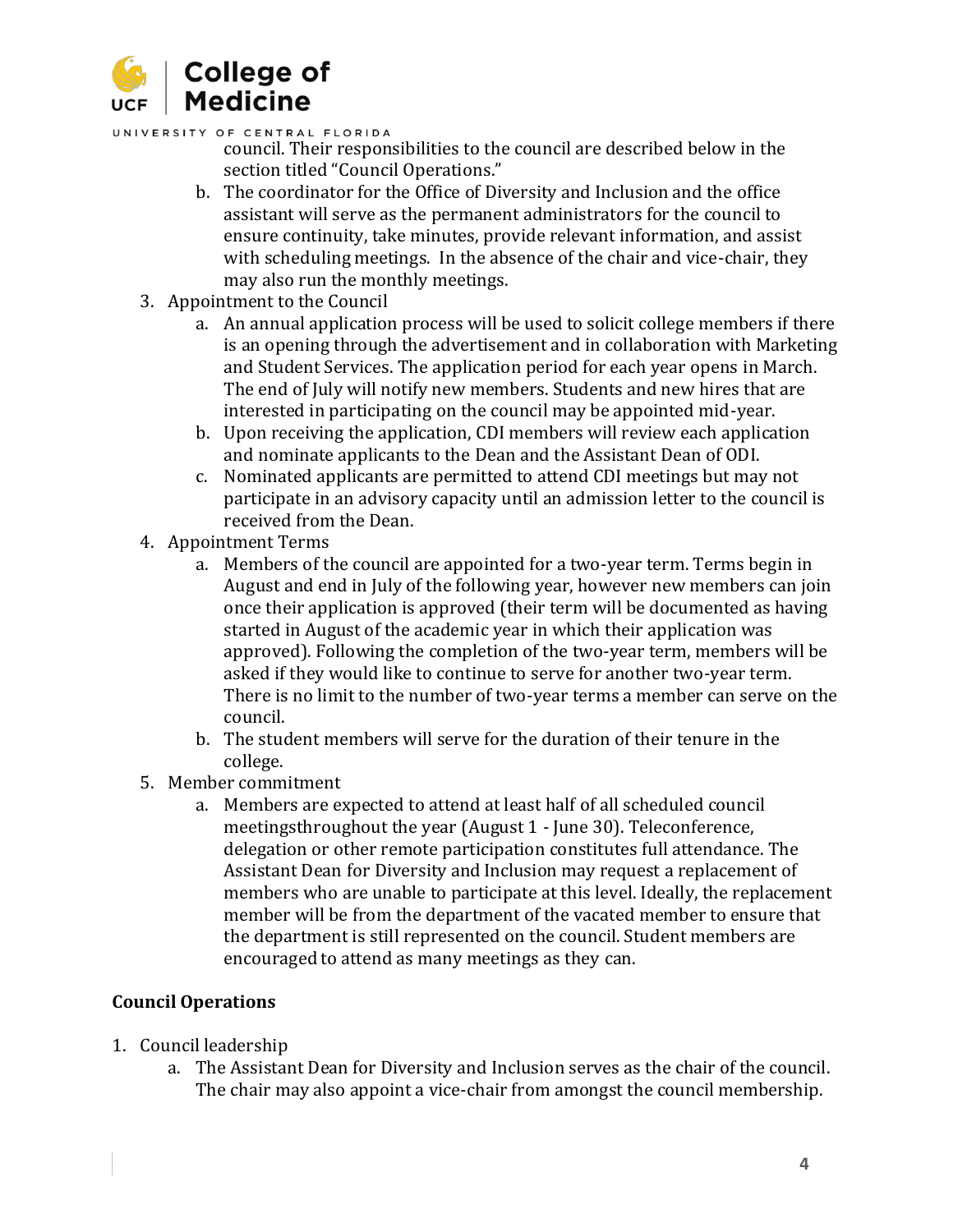council. Their responsibilities to the council are described below in the section titled "Council Operations."

   b. The coordinator for the Office of Diversity and Inclusion and the office assistant will serve as the permanent administrators for the council to ensure continuity, take minutes, provide relevant information, and assist with scheduling meetings. In the absence of the chair and vice-chair, they may also run the monthly meetings.

3. Appointment to the Council
   a. An annual application process will be used to solicit college members if there is an opening through the advertisement and in collaboration with Marketing and Student Services. The application period for each year opens in March. The end of July will notify new members. Students and new hires that are interested in participating on the council may be appointed mid-year.
   b. Upon receiving the application, CDI members will review each application and nominate applicants to the Dean and the Assistant Dean of ODI.
   c. Nominated applicants are permitted to attend CDI meetings but may not participate in an advisory capacity until an admission letter to the council is received from the Dean.
4. Appointment Terms
   a. Members of the council are appointed for a two-year term. Terms begin in August and end in July of the following year, however new members can join once their application is approved (their term will be documented as having started in August of the academic year in which their application was approved). Following the completion of the two-year term, members will be asked if they would like to continue to serve for another two-year term. There is no limit to the number of two-year terms a member can serve on the council.
   b. The student members will serve for the duration of their tenure in the college.
5. Member commitment
   a. Members are expected to attend at least half of all scheduled council meetingsthroughout the year (August 1 - June 30). Teleconference, delegation or other remote participation constitutes full attendance. The Assistant Dean for Diversity and Inclusion may request a replacement of members who are unable to participate at this level. Ideally, the replacement member will be from the department of the vacated member to ensure that the department is still represented on the council. Student members are encouraged to attend as many meetings as they can.

**Council Operations**

1. Council leadership
   a. The Assistant Dean for Diversity and Inclusion serves as the chair of the council. The chair may also appoint a vice-chair from amongst the council membership.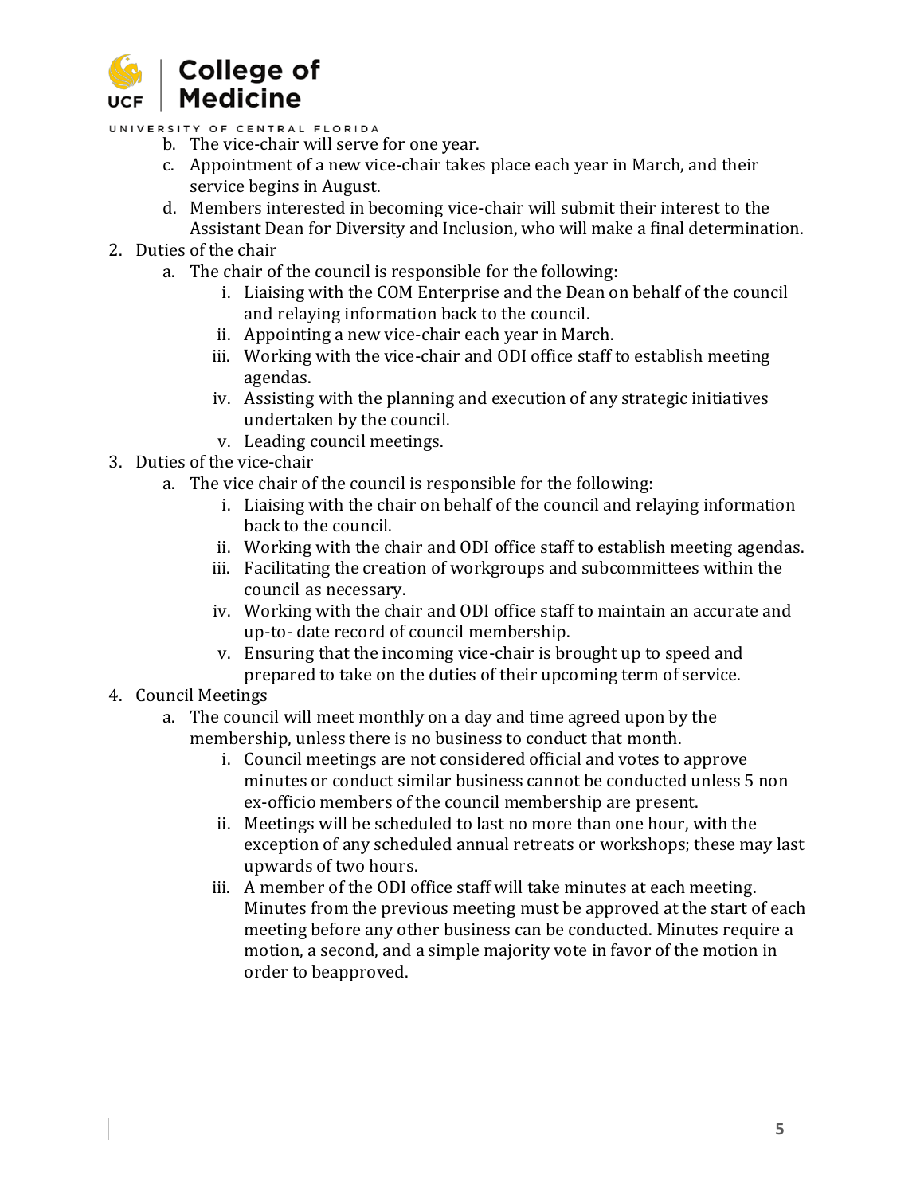b. The vice-chair will serve for one year.
c. Appointment of a new vice-chair takes place each year in March, and their service begins in August.
d. Members interested in becoming vice-chair will submit their interest to the Assistant Dean for Diversity and Inclusion, who will make a final determination.

2. Duties of the chair
   a. The chair of the council is responsible for the following:
      i. Liaising with the COM Enterprise and the Dean on behalf of the council and relaying information back to the council.
      ii. Appointing a new vice-chair each year in March.
      iii. Working with the vice-chair and ODI office staff to establish meeting agendas.
      iv. Assisting with the planning and execution of any strategic initiatives undertaken by the council.
      v. Leading council meetings.
3. Duties of the vice-chair
   a. The vice chair of the council is responsible for the following:
      i. Liaising with the chair on behalf of the council and relaying information back to the council.
      ii. Working with the chair and ODI office staff to establish meeting agendas.
      iii. Facilitating the creation of workgroups and subcommittees within the council as necessary.
      iv. Working with the chair and ODI office staff to maintain an accurate and up-to- date record of council membership.
      v. Ensuring that the incoming vice-chair is brought up to speed and prepared to take on the duties of their upcoming term of service.
4. Council Meetings
   a. The council will meet monthly on a day and time agreed upon by the membership, unless there is no business to conduct that month.
      i. Council meetings are not considered official and votes to approve minutes or conduct similar business cannot be conducted unless 5 non ex-officio members of the council membership are present.
      ii. Meetings will be scheduled to last no more than one hour, with the exception of any scheduled annual retreats or workshops; these may last upwards of two hours.
      iii. A member of the ODI office staff will take minutes at each meeting. Minutes from the previous meeting must be approved at the start of each meeting before any other business can be conducted. Minutes require a motion, a second, and a simple majority vote in favor of the motion in order to beapproved.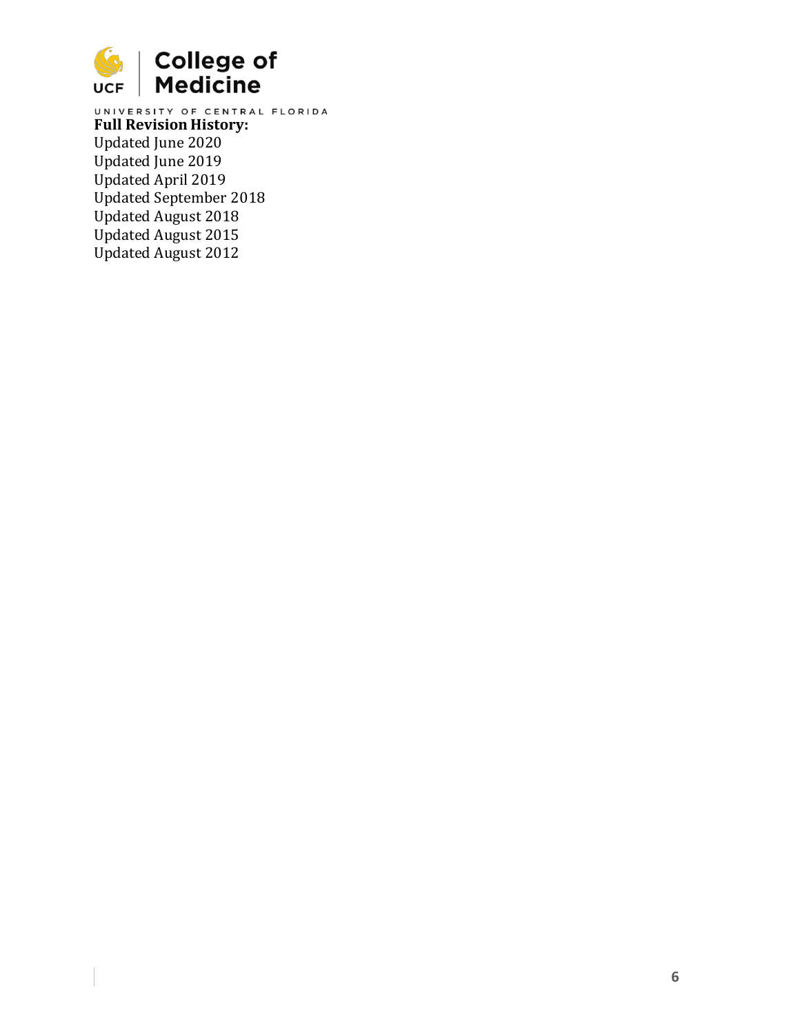**Full Revision History:**

Updated June 2020
Updated June 2019
Updated April 2019
Updated September 2018
Updated August 2018
Updated August 2015
Updated August 2012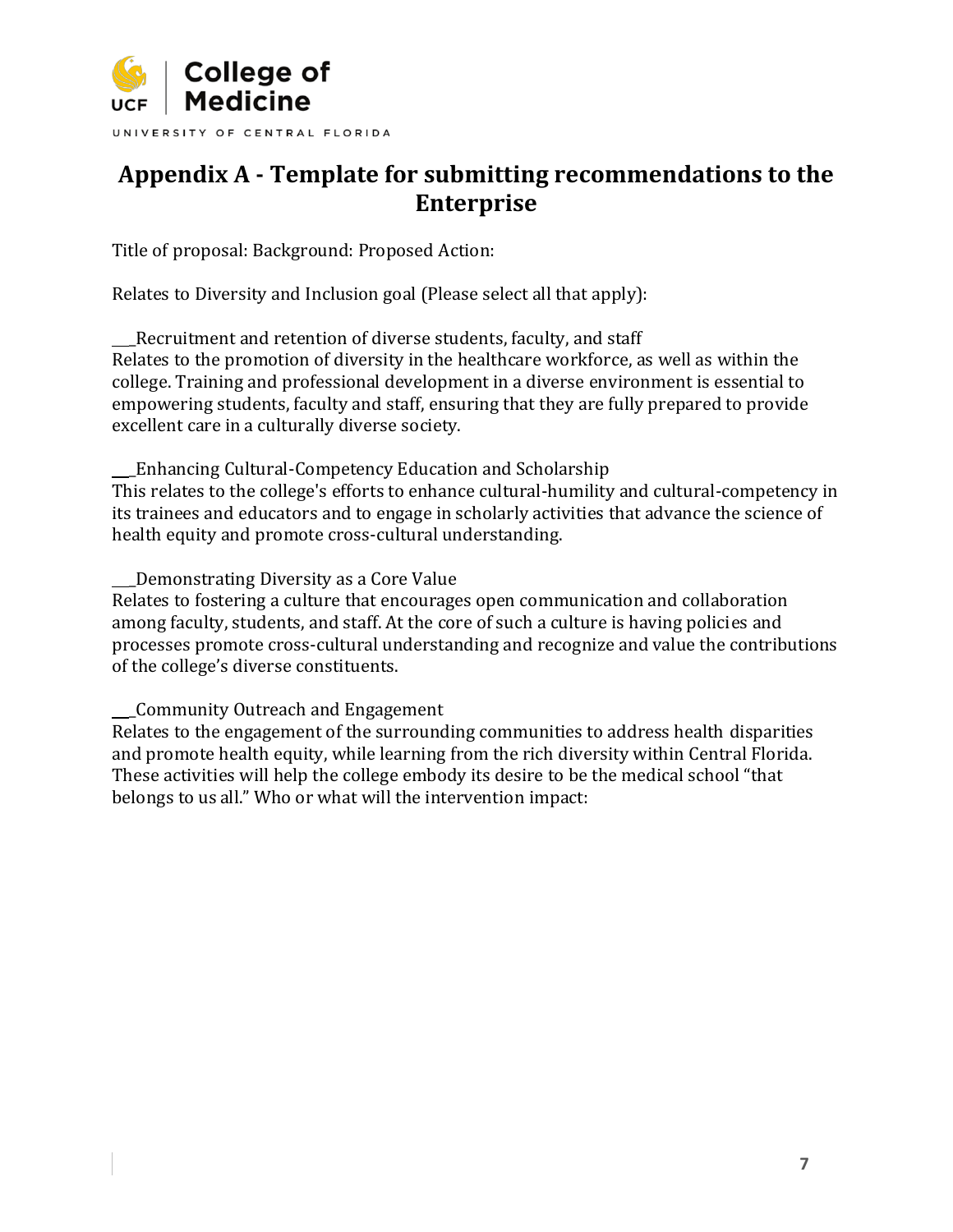# Appendix A - Template for submitting recommendations to the Enterprise

Title of proposal: Background: Proposed Action:

Relates to Diversity and Inclusion goal (Please select all that apply):

___Recruitment and retention of diverse students, faculty, and staff
Relates to the promotion of diversity in the healthcare workforce, as well as within the college. Training and professional development in a diverse environment is essential to empowering students, faculty and staff, ensuring that they are fully prepared to provide excellent care in a culturally diverse society.

___Enhancing Cultural-Competency Education and Scholarship
This relates to the college's efforts to enhance cultural-humility and cultural-competency in its trainees and educators and to engage in scholarly activities that advance the science of health equity and promote cross-cultural understanding.

___Demonstrating Diversity as a Core Value
Relates to fostering a culture that encourages open communication and collaboration among faculty, students, and staff. At the core of such a culture is having policies and processes promote cross-cultural understanding and recognize and value the contributions of the college's diverse constituents.

___Community Outreach and Engagement
Relates to the engagement of the surrounding communities to address health disparities and promote health equity, while learning from the rich diversity within Central Florida. These activities will help the college embody its desire to be the medical school "that belongs to us all." Who or what will the intervention impact: